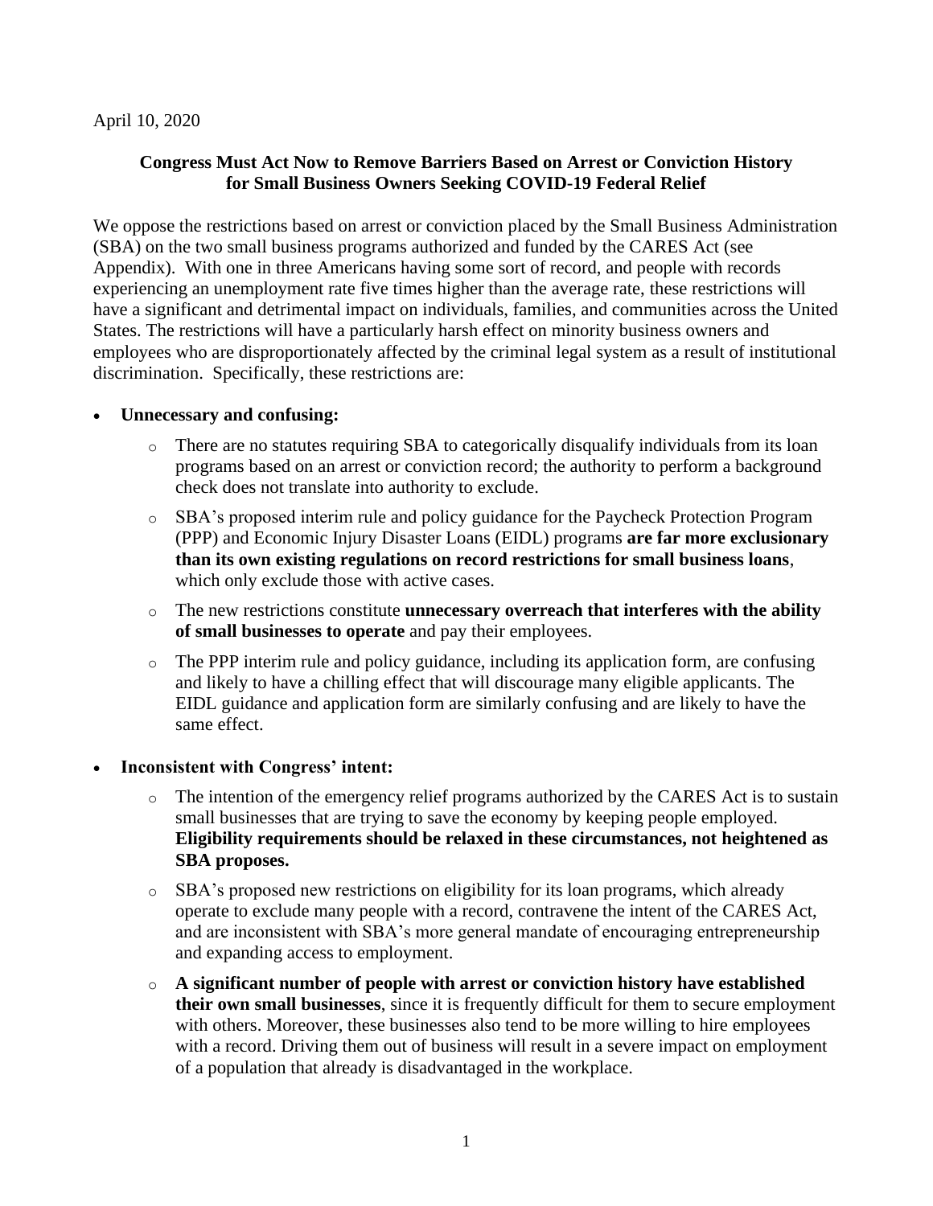April 10, 2020

**Congress Must Act Now to Remove Barriers Based on Arrest or Conviction History for Small Business Owners Seeking COVID-19 Federal Relief**

We oppose the restrictions based on arrest or conviction placed by the Small Business Administration (SBA) on the two small business programs authorized and funded by the CARES Act (see Appendix). With one in three Americans having some sort of record, and people with records experiencing an unemployment rate five times higher than the average rate, these restrictions will have a significant and detrimental impact on individuals, families, and communities across the United States. The restrictions will have a particularly harsh effect on minority business owners and employees who are disproportionately affected by the criminal legal system as a result of institutional discrimination. Specifically, these restrictions are:

- **Unnecessary and confusing:**
  - There are no statutes requiring SBA to categorically disqualify individuals from its loan programs based on an arrest or conviction record; the authority to perform a background check does not translate into authority to exclude.
  - SBA's proposed interim rule and policy guidance for the Paycheck Protection Program (PPP) and Economic Injury Disaster Loans (EIDL) programs **are far more exclusionary than its own existing regulations on record restrictions for small business loans**, which only exclude those with active cases.
  - The new restrictions constitute **unnecessary overreach that interferes with the ability of small businesses to operate** and pay their employees.
  - The PPP interim rule and policy guidance, including its application form, are confusing and likely to have a chilling effect that will discourage many eligible applicants. The EIDL guidance and application form are similarly confusing and are likely to have the same effect.

- **Inconsistent with Congress' intent:**
  - The intention of the emergency relief programs authorized by the CARES Act is to sustain small businesses that are trying to save the economy by keeping people employed. **Eligibility requirements should be relaxed in these circumstances, not heightened as SBA proposes.**
  - SBA's proposed new restrictions on eligibility for its loan programs, which already operate to exclude many people with a record, contravene the intent of the CARES Act, and are inconsistent with SBA's more general mandate of encouraging entrepreneurship and expanding access to employment.
  - **A significant number of people with arrest or conviction history have established their own small businesses**, since it is frequently difficult for them to secure employment with others. Moreover, these businesses also tend to be more willing to hire employees with a record. Driving them out of business will result in a severe impact on employment of a population that already is disadvantaged in the workplace.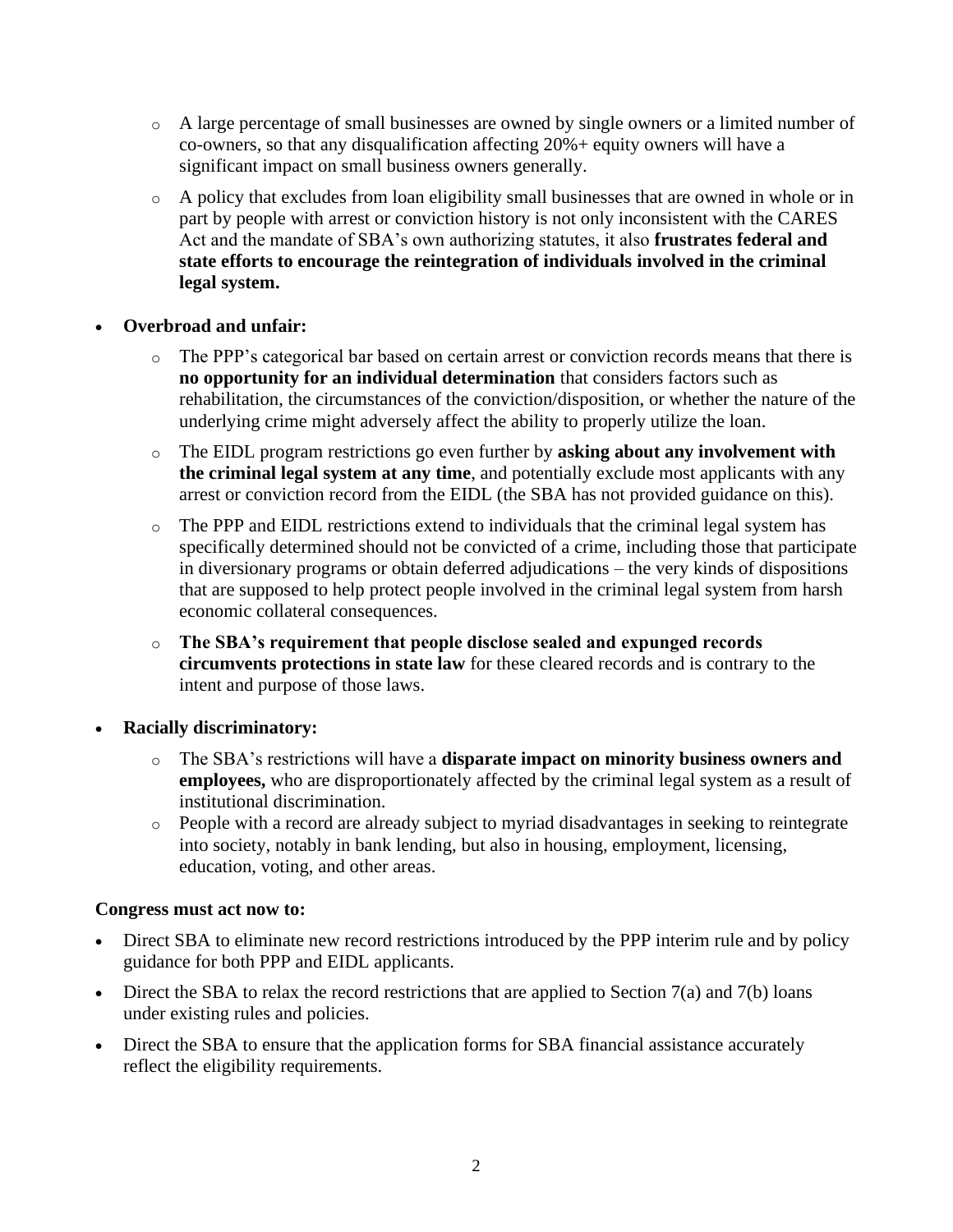- A large percentage of small businesses are owned by single owners or a limited number of co-owners, so that any disqualification affecting 20%+ equity owners will have a significant impact on small business owners generally.
- A policy that excludes from loan eligibility small businesses that are owned in whole or in part by people with arrest or conviction history is not only inconsistent with the CARES Act and the mandate of SBA's own authorizing statutes, it also **frustrates federal and state efforts to encourage the reintegration of individuals involved in the criminal legal system.**

- **Overbroad and unfair:**
  - The PPP's categorical bar based on certain arrest or conviction records means that there is **no opportunity for an individual determination** that considers factors such as rehabilitation, the circumstances of the conviction/disposition, or whether the nature of the underlying crime might adversely affect the ability to properly utilize the loan.
  - The EIDL program restrictions go even further by **asking about any involvement with the criminal legal system at any time**, and potentially exclude most applicants with any arrest or conviction record from the EIDL (the SBA has not provided guidance on this).
  - The PPP and EIDL restrictions extend to individuals that the criminal legal system has specifically determined should not be convicted of a crime, including those that participate in diversionary programs or obtain deferred adjudications – the very kinds of dispositions that are supposed to help protect people involved in the criminal legal system from harsh economic collateral consequences.
  - **The SBA's requirement that people disclose sealed and expunged records circumvents protections in state law** for these cleared records and is contrary to the intent and purpose of those laws.

- **Racially discriminatory:**
  - The SBA's restrictions will have a **disparate impact on minority business owners and employees,** who are disproportionately affected by the criminal legal system as a result of institutional discrimination.
  - People with a record are already subject to myriad disadvantages in seeking to reintegrate into society, notably in bank lending, but also in housing, employment, licensing, education, voting, and other areas.

**Congress must act now to:**

- Direct SBA to eliminate new record restrictions introduced by the PPP interim rule and by policy guidance for both PPP and EIDL applicants.
- Direct the SBA to relax the record restrictions that are applied to Section 7(a) and 7(b) loans under existing rules and policies.
- Direct the SBA to ensure that the application forms for SBA financial assistance accurately reflect the eligibility requirements.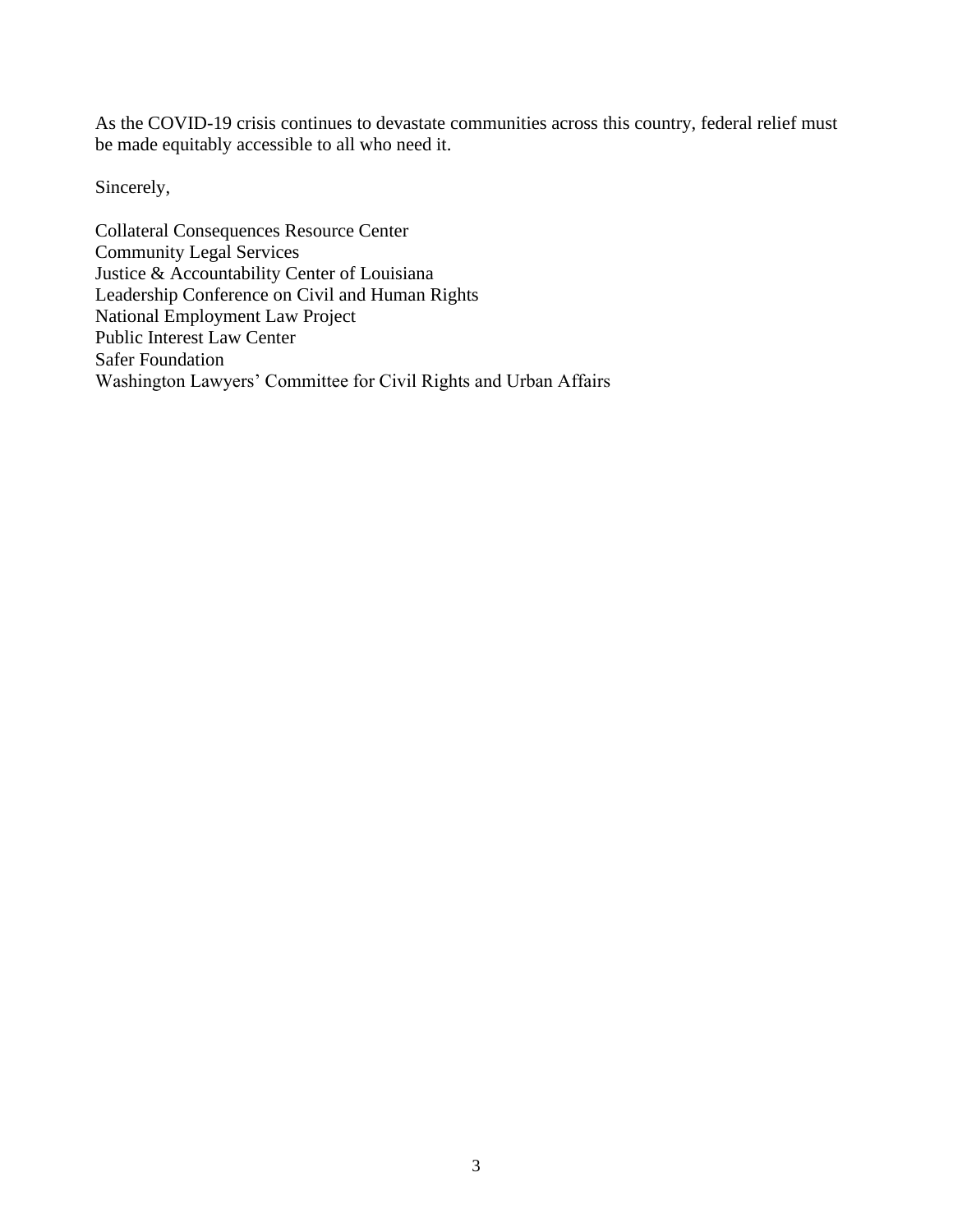As the COVID-19 crisis continues to devastate communities across this country, federal relief must be made equitably accessible to all who need it.

Sincerely,

Collateral Consequences Resource Center  
Community Legal Services  
Justice & Accountability Center of Louisiana  
Leadership Conference on Civil and Human Rights  
National Employment Law Project  
Public Interest Law Center  
Safer Foundation  
Washington Lawyers' Committee for Civil Rights and Urban Affairs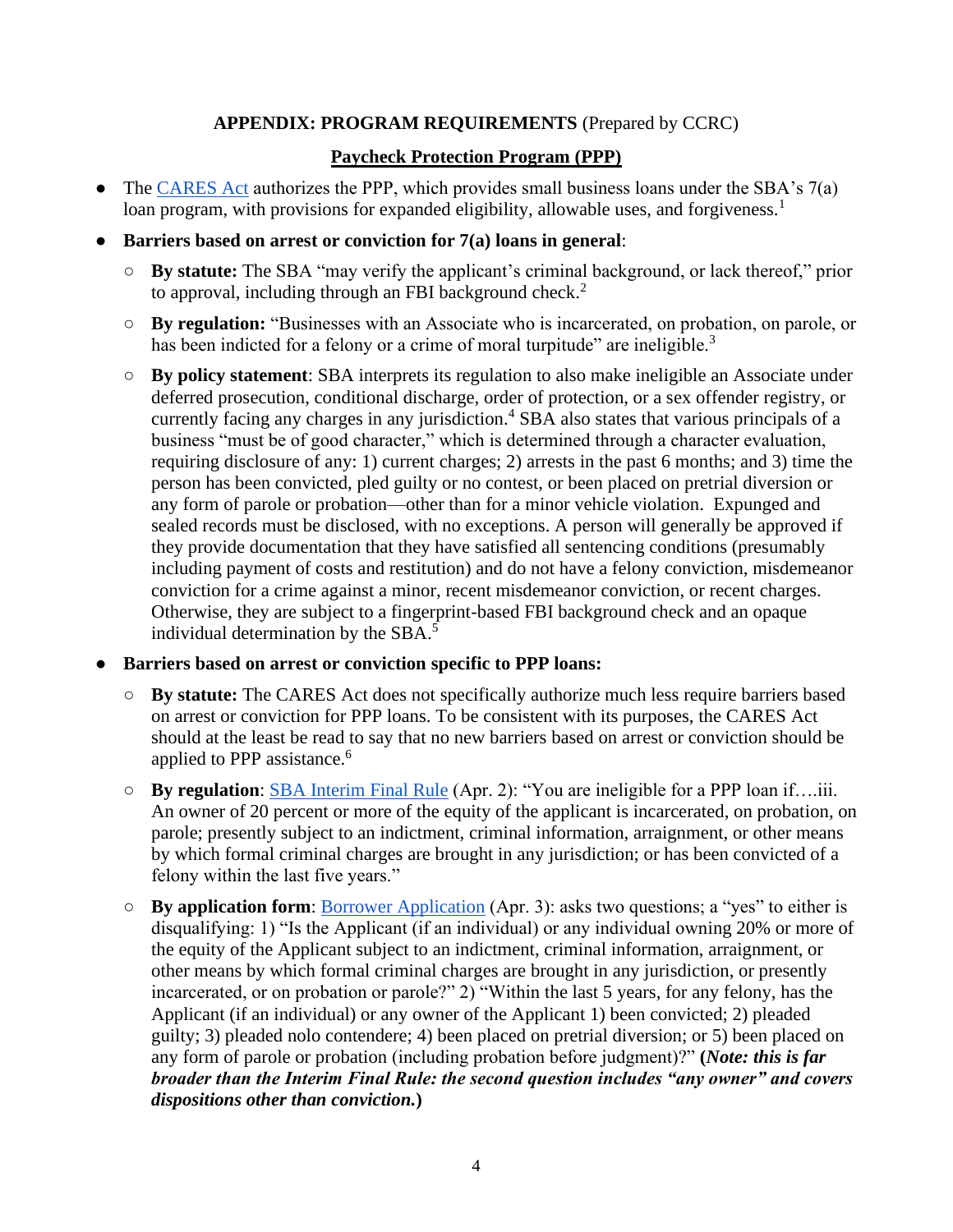**APPENDIX: PROGRAM REQUIREMENTS** (Prepared by CCRC)

**Paycheck Protection Program (PPP)**

- The CARES Act authorizes the PPP, which provides small business loans under the SBA's 7(a) loan program, with provisions for expanded eligibility, allowable uses, and forgiveness.[1]
- **Barriers based on arrest or conviction for 7(a) loans in general**:
  - **By statute:** The SBA "may verify the applicant's criminal background, or lack thereof," prior to approval, including through an FBI background check.[2]
  - **By regulation:** "Businesses with an Associate who is incarcerated, on probation, on parole, or has been indicted for a felony or a crime of moral turpitude" are ineligible.[3]
  - **By policy statement**: SBA interprets its regulation to also make ineligible an Associate under deferred prosecution, conditional discharge, order of protection, or a sex offender registry, or currently facing any charges in any jurisdiction.[4] SBA also states that various principals of a business "must be of good character," which is determined through a character evaluation, requiring disclosure of any: 1) current charges; 2) arrests in the past 6 months; and 3) time the person has been convicted, pled guilty or no contest, or been placed on pretrial diversion or any form of parole or probation—other than for a minor vehicle violation. Expunged and sealed records must be disclosed, with no exceptions. A person will generally be approved if they provide documentation that they have satisfied all sentencing conditions (presumably including payment of costs and restitution) and do not have a felony conviction, misdemeanor conviction for a crime against a minor, recent misdemeanor conviction, or recent charges. Otherwise, they are subject to a fingerprint-based FBI background check and an opaque individual determination by the SBA.[5]
- **Barriers based on arrest or conviction specific to PPP loans:**
  - **By statute:** The CARES Act does not specifically authorize much less require barriers based on arrest or conviction for PPP loans. To be consistent with its purposes, the CARES Act should at the least be read to say that no new barriers based on arrest or conviction should be applied to PPP assistance.[6]
  - **By regulation**: SBA Interim Final Rule (Apr. 2): "You are ineligible for a PPP loan if….iii. An owner of 20 percent or more of the equity of the applicant is incarcerated, on probation, on parole; presently subject to an indictment, criminal information, arraignment, or other means by which formal criminal charges are brought in any jurisdiction; or has been convicted of a felony within the last five years."
  - **By application form**: Borrower Application (Apr. 3): asks two questions; a "yes" to either is disqualifying: 1) "Is the Applicant (if an individual) or any individual owning 20% or more of the equity of the Applicant subject to an indictment, criminal information, arraignment, or other means by which formal criminal charges are brought in any jurisdiction, or presently incarcerated, or on probation or parole?" 2) "Within the last 5 years, for any felony, has the Applicant (if an individual) or any owner of the Applicant 1) been convicted; 2) pleaded guilty; 3) pleaded nolo contendere; 4) been placed on pretrial diversion; or 5) been placed on any form of parole or probation (including probation before judgment)?" **(*Note: this is far broader than the Interim Final Rule: the second question includes "any owner" and covers dispositions other than conviction.*)**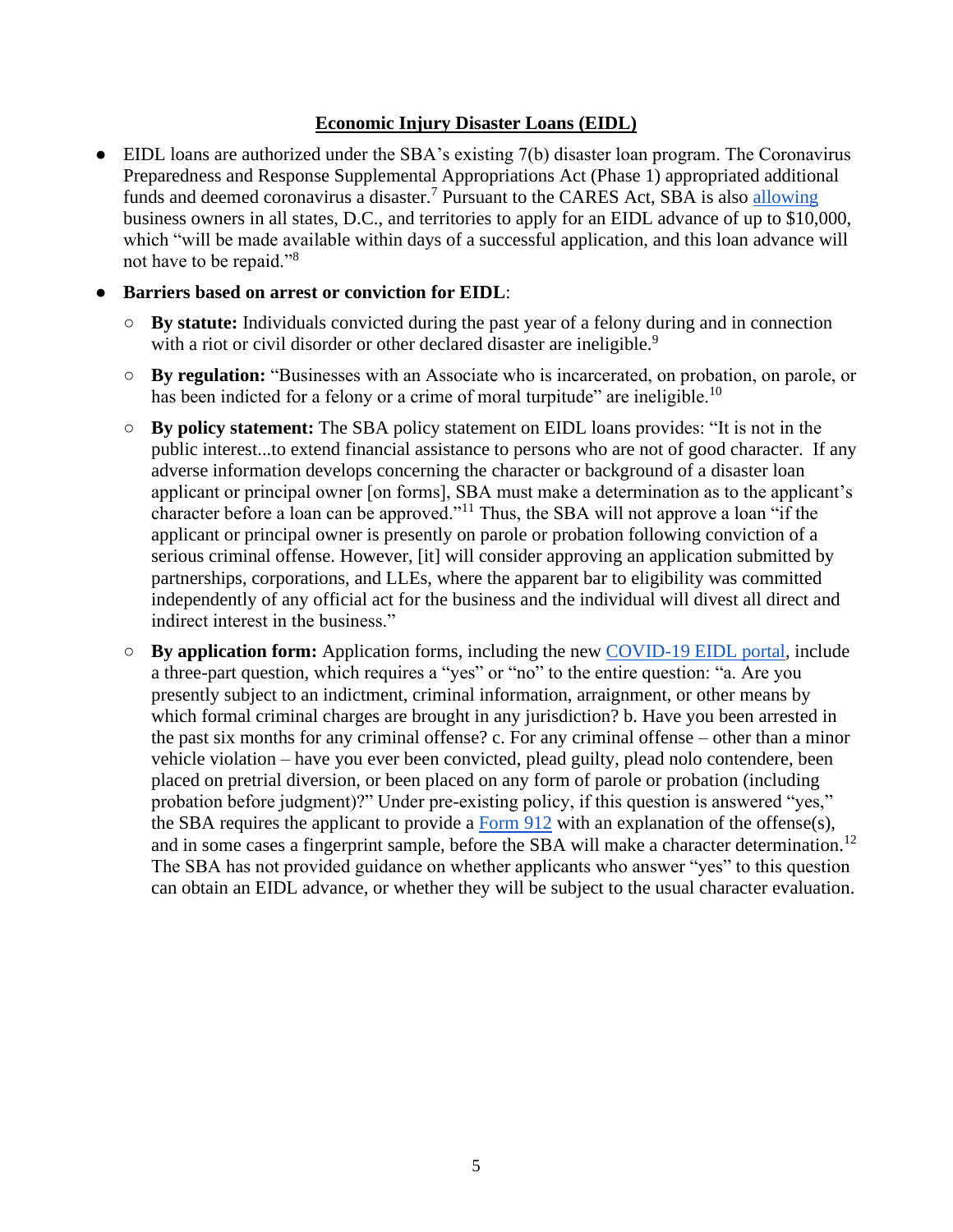## Economic Injury Disaster Loans (EIDL)

- EIDL loans are authorized under the SBA's existing 7(b) disaster loan program. The Coronavirus Preparedness and Response Supplemental Appropriations Act (Phase 1) appropriated additional funds and deemed coronavirus a disaster.[7] Pursuant to the CARES Act, SBA is also allowing business owners in all states, D.C., and territories to apply for an EIDL advance of up to $10,000, which "will be made available within days of a successful application, and this loan advance will not have to be repaid."[8]
- **Barriers based on arrest or conviction for EIDL**:
  - **By statute:** Individuals convicted during the past year of a felony during and in connection with a riot or civil disorder or other declared disaster are ineligible.[9]
  - **By regulation:** "Businesses with an Associate who is incarcerated, on probation, on parole, or has been indicted for a felony or a crime of moral turpitude" are ineligible.[10]
  - **By policy statement:** The SBA policy statement on EIDL loans provides: "It is not in the public interest...to extend financial assistance to persons who are not of good character. If any adverse information develops concerning the character or background of a disaster loan applicant or principal owner [on forms], SBA must make a determination as to the applicant's character before a loan can be approved."[11] Thus, the SBA will not approve a loan "if the applicant or principal owner is presently on parole or probation following conviction of a serious criminal offense. However, [it] will consider approving an application submitted by partnerships, corporations, and LLEs, where the apparent bar to eligibility was committed independently of any official act for the business and the individual will divest all direct and indirect interest in the business."
  - **By application form:** Application forms, including the new COVID-19 EIDL portal, include a three-part question, which requires a "yes" or "no" to the entire question: "a. Are you presently subject to an indictment, criminal information, arraignment, or other means by which formal criminal charges are brought in any jurisdiction? b. Have you been arrested in the past six months for any criminal offense? c. For any criminal offense – other than a minor vehicle violation – have you ever been convicted, plead guilty, plead nolo contendere, been placed on pretrial diversion, or been placed on any form of parole or probation (including probation before judgment)?" Under pre-existing policy, if this question is answered "yes," the SBA requires the applicant to provide a Form 912 with an explanation of the offense(s), and in some cases a fingerprint sample, before the SBA will make a character determination.[12] The SBA has not provided guidance on whether applicants who answer "yes" to this question can obtain an EIDL advance, or whether they will be subject to the usual character evaluation.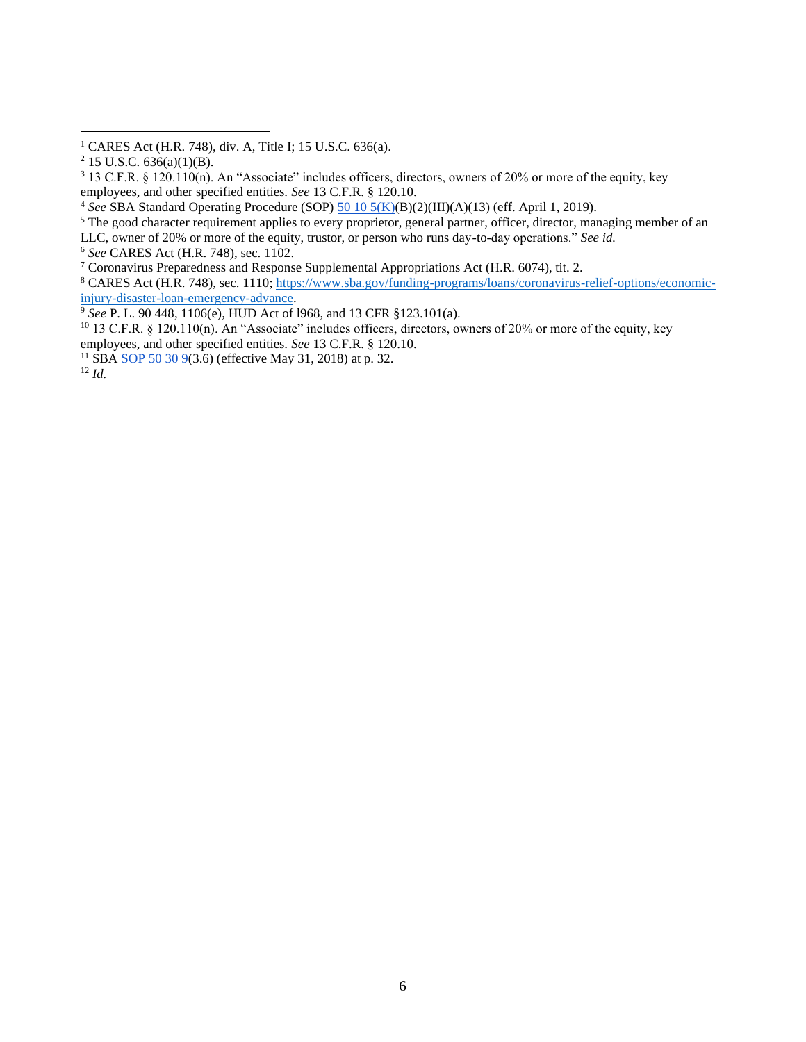[1] CARES Act (H.R. 748), div. A, Title I; 15 U.S.C. 636(a).

[2] 15 U.S.C. 636(a)(1)(B).

[3] 13 C.F.R. § 120.110(n). An "Associate" includes officers, directors, owners of 20% or more of the equity, key employees, and other specified entities. *See* 13 C.F.R. § 120.10.

[4] *See* SBA Standard Operating Procedure (SOP) [50 10 5(K)](B)(2)(III)(A)(13) (eff. April 1, 2019).

[5] The good character requirement applies to every proprietor, general partner, officer, director, managing member of an LLC, owner of 20% or more of the equity, trustor, or person who runs day-to-day operations." *See id.*

[6] *See* CARES Act (H.R. 748), sec. 1102.

[7] Coronavirus Preparedness and Response Supplemental Appropriations Act (H.R. 6074), tit. 2.

[8] CARES Act (H.R. 748), sec. 1110; https://www.sba.gov/funding-programs/loans/coronavirus-relief-options/economic-injury-disaster-loan-emergency-advance.

[9] *See* P. L. 90 448, 1106(e), HUD Act of l968, and 13 CFR §123.101(a).

[10] 13 C.F.R. § 120.110(n). An "Associate" includes officers, directors, owners of 20% or more of the equity, key employees, and other specified entities. *See* 13 C.F.R. § 120.10.

[11] SBA [SOP 50 30 9](3.6) (effective May 31, 2018) at p. 32.

[12] *Id.*